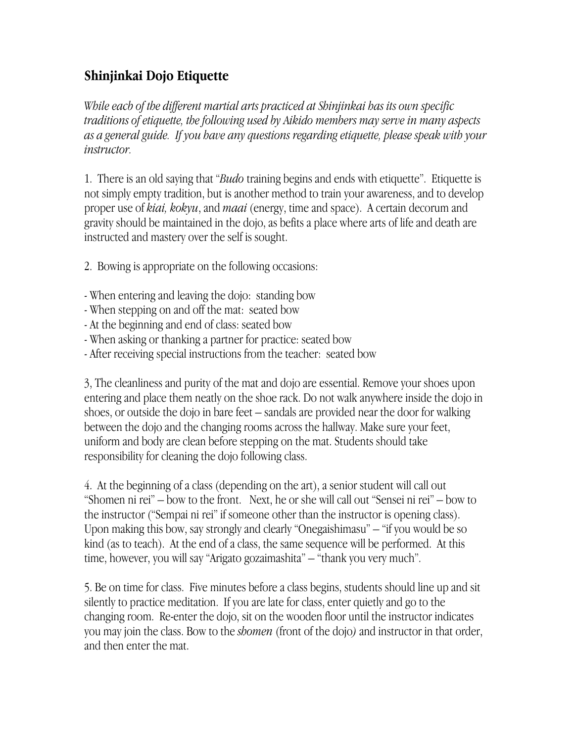## Shinjinkai Dojo Etiquette

*While each of the different martial arts practiced at Shinjinkai has its own specific traditions of etiquette, the following used by Aikido members may serve in many aspects as a general guide. If you have any questions regarding etiquette, please speak with your instructor.*

1. There is an old saying that "*Budo* training begins and ends with etiquette". Etiquette is not simply empty tradition, but is another method to train your awareness, and to develop proper use of *kiai, kokyu*, and *maai* (energy, time and space). A certain decorum and gravity should be maintained in the dojo, as befits a place where arts of life and death are instructed and mastery over the self is sought.

2. Bowing is appropriate on the following occasions:

- When entering and leaving the dojo: standing bow
- When stepping on and off the mat: seated bow
- At the beginning and end of class: seated bow
- When asking or thanking a partner for practice: seated bow
- After receiving special instructions from the teacher: seated bow

3, The cleanliness and purity of the mat and dojo are essential. Remove your shoes upon entering and place them neatly on the shoe rack. Do not walk anywhere inside the dojo in shoes, or outside the dojo in bare feet – sandals are provided near the door for walking between the dojo and the changing rooms across the hallway. Make sure your feet, uniform and body are clean before stepping on the mat. Students should take responsibility for cleaning the dojo following class.

4. At the beginning of a class (depending on the art), a senior student will call out "Shomen ni rei" – bow to the front. Next, he or she will call out "Sensei ni rei" – bow to the instructor ("Sempai ni rei" if someone other than the instructor is opening class). Upon making this bow, say strongly and clearly "Onegaishimasu" – "if you would be so kind (as to teach). At the end of a class, the same sequence will be performed. At this time, however, you will say "Arigato gozaimashita" – "thank you very much".

5. Be on time for class. Five minutes before a class begins, students should line up and sit silently to practice meditation. If you are late for class, enter quietly and go to the changing room. Re-enter the dojo, sit on the wooden floor until the instructor indicates you may join the class. Bow to the *shomen* (front of the dojo) and instructor in that order, and then enter the mat.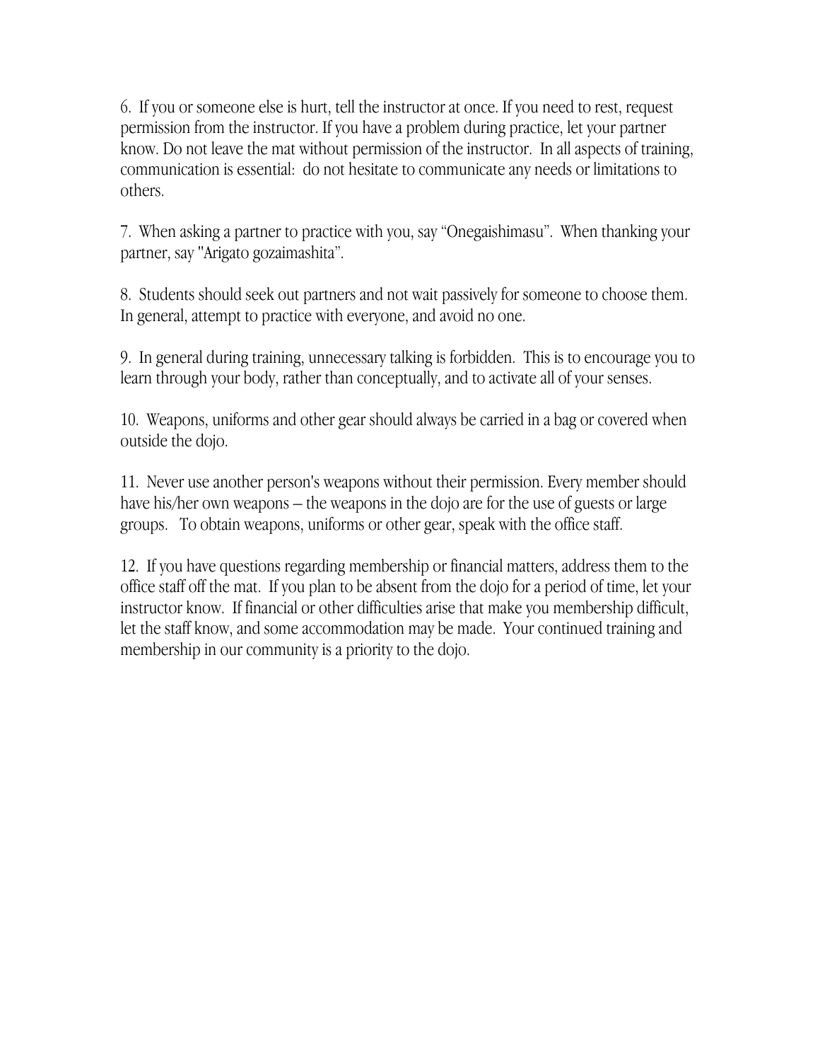6. If you or someone else is hurt, tell the instructor at once. If you need to rest, request permission from the instructor. If you have a problem during practice, let your partner know. Do not leave the mat without permission of the instructor. In all aspects of training, communication is essential: do not hesitate to communicate any needs or limitations to others.

7. When asking a partner to practice with you, say "Onegaishimasu". When thanking your partner, say "Arigato gozaimashita".

8. Students should seek out partners and not wait passively for someone to choose them. In general, attempt to practice with everyone, and avoid no one.

9. In general during training, unnecessary talking is forbidden. This is to encourage you to learn through your body, rather than conceptually, and to activate all of your senses.

10. Weapons, uniforms and other gear should always be carried in a bag or covered when outside the dojo.

11. Never use another person's weapons without their permission. Every member should have his/her own weapons – the weapons in the dojo are for the use of guests or large groups. To obtain weapons, uniforms or other gear, speak with the office staff.

12. If you have questions regarding membership or financial matters, address them to the office staff off the mat. If you plan to be absent from the dojo for a period of time, let your instructor know. If financial or other difficulties arise that make you membership difficult, let the staff know, and some accommodation may be made. Your continued training and membership in our community is a priority to the dojo.